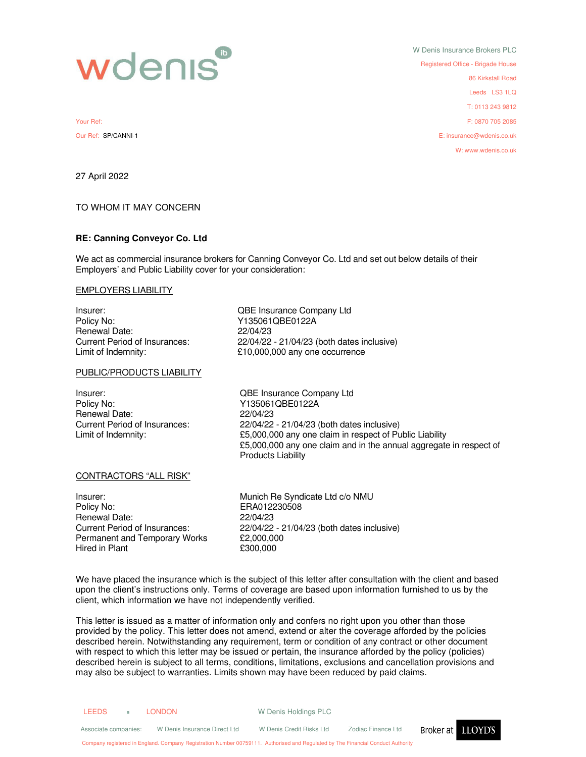wdenis ib

W Denis Insurance Brokers PLC
Registered Office - Brigade House
86 Kirkstall Road
Leeds LS3 1LQ
T: 0113 243 9812
F: 0870 705 2085
E: insurance@wdenis.co.uk
W: www.wdenis.co.uk

Your Ref:
Our Ref: SP/CANNI-1

27 April 2022

TO WHOM IT MAY CONCERN

**RE: Canning Conveyor Co. Ltd**

We act as commercial insurance brokers for Canning Conveyor Co. Ltd and set out below details of their Employers' and Public Liability cover for your consideration:

EMPLOYERS LIABILITY

| | |
|---|---|
| Insurer: | QBE Insurance Company Ltd |
| Policy No: | Y135061QBE0122A |
| Renewal Date: | 22/04/23 |
| Current Period of Insurances: | 22/04/22 - 21/04/23 (both dates inclusive) |
| Limit of Indemnity: | £10,000,000 any one occurrence |

PUBLIC/PRODUCTS LIABILITY

| | |
|---|---|
| Insurer: | QBE Insurance Company Ltd |
| Policy No: | Y135061QBE0122A |
| Renewal Date: | 22/04/23 |
| Current Period of Insurances: | 22/04/22 - 21/04/23 (both dates inclusive) |
| Limit of Indemnity: | £5,000,000 any one claim in respect of Public Liability<br>£5,000,000 any one claim and in the annual aggregate in respect of Products Liability |

CONTRACTORS "ALL RISK"

| | |
|---|---|
| Insurer: | Munich Re Syndicate Ltd c/o NMU |
| Policy No: | ERA012230508 |
| Renewal Date: | 22/04/23 |
| Current Period of Insurances: | 22/04/22 - 21/04/23 (both dates inclusive) |
| Permanent and Temporary Works | £2,000,000 |
| Hired in Plant | £300,000 |

We have placed the insurance which is the subject of this letter after consultation with the client and based upon the client's instructions only. Terms of coverage are based upon information furnished to us by the client, which information we have not independently verified.

This letter is issued as a matter of information only and confers no right upon you other than those provided by the policy. This letter does not amend, extend or alter the coverage afforded by the policies described herein. Notwithstanding any requirement, term or condition of any contract or other document with respect to which this letter may be issued or pertain, the insurance afforded by the policy (policies) described herein is subject to all terms, conditions, limitations, exclusions and cancellation provisions and may also be subject to warranties. Limits shown may have been reduced by paid claims.

LEEDS ▪ LONDON W Denis Holdings PLC

Associate companies: W Denis Insurance Direct Ltd W Denis Credit Risks Ltd Zodiac Finance Ltd Broker at LLOYD'S

Company registered in England. Company Registration Number 00759111. Authorised and Regulated by The Financial Conduct Authority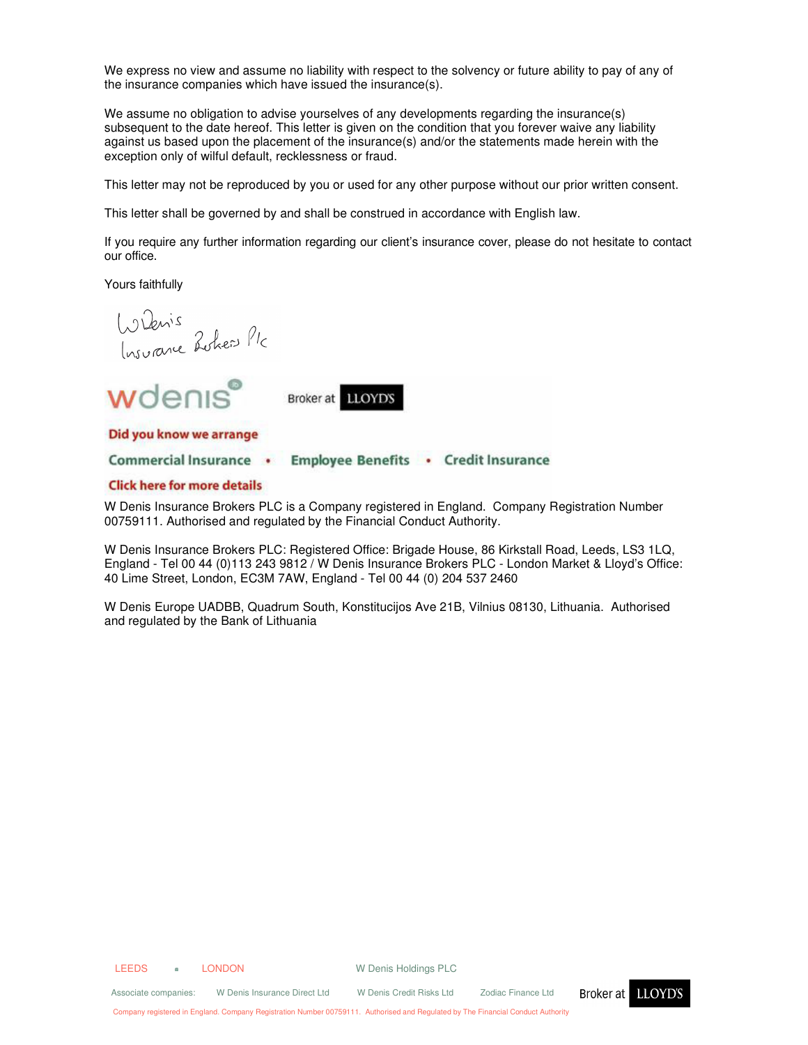We express no view and assume no liability with respect to the solvency or future ability to pay of any of the insurance companies which have issued the insurance(s).

We assume no obligation to advise yourselves of any developments regarding the insurance(s) subsequent to the date hereof. This letter is given on the condition that you forever waive any liability against us based upon the placement of the insurance(s) and/or the statements made herein with the exception only of wilful default, recklessness or fraud.

This letter may not be reproduced by you or used for any other purpose without our prior written consent.

This letter shall be governed by and shall be construed in accordance with English law.

If you require any further information regarding our client's insurance cover, please do not hesitate to contact our office.

Yours faithfully

W Denis Insurance Brokers Plc

wdenis Broker at LLOYD'S

**Did you know we arrange**

**Commercial Insurance • Employee Benefits • Credit Insurance**

**Click here for more details**

W Denis Insurance Brokers PLC is a Company registered in England. Company Registration Number 00759111. Authorised and regulated by the Financial Conduct Authority.

W Denis Insurance Brokers PLC: Registered Office: Brigade House, 86 Kirkstall Road, Leeds, LS3 1LQ, England - Tel 00 44 (0)113 243 9812 / W Denis Insurance Brokers PLC - London Market & Lloyd's Office: 40 Lime Street, London, EC3M 7AW, England - Tel 00 44 (0) 204 537 2460

W Denis Europe UADBB, Quadrum South, Konstitucijos Ave 21B, Vilnius 08130, Lithuania. Authorised and regulated by the Bank of Lithuania

LEEDS ▪ LONDON W Denis Holdings PLC

Associate companies: W Denis Insurance Direct Ltd W Denis Credit Risks Ltd Zodiac Finance Ltd Broker at LLOYD'S

Company registered in England. Company Registration Number 00759111. Authorised and Regulated by The Financial Conduct Authority